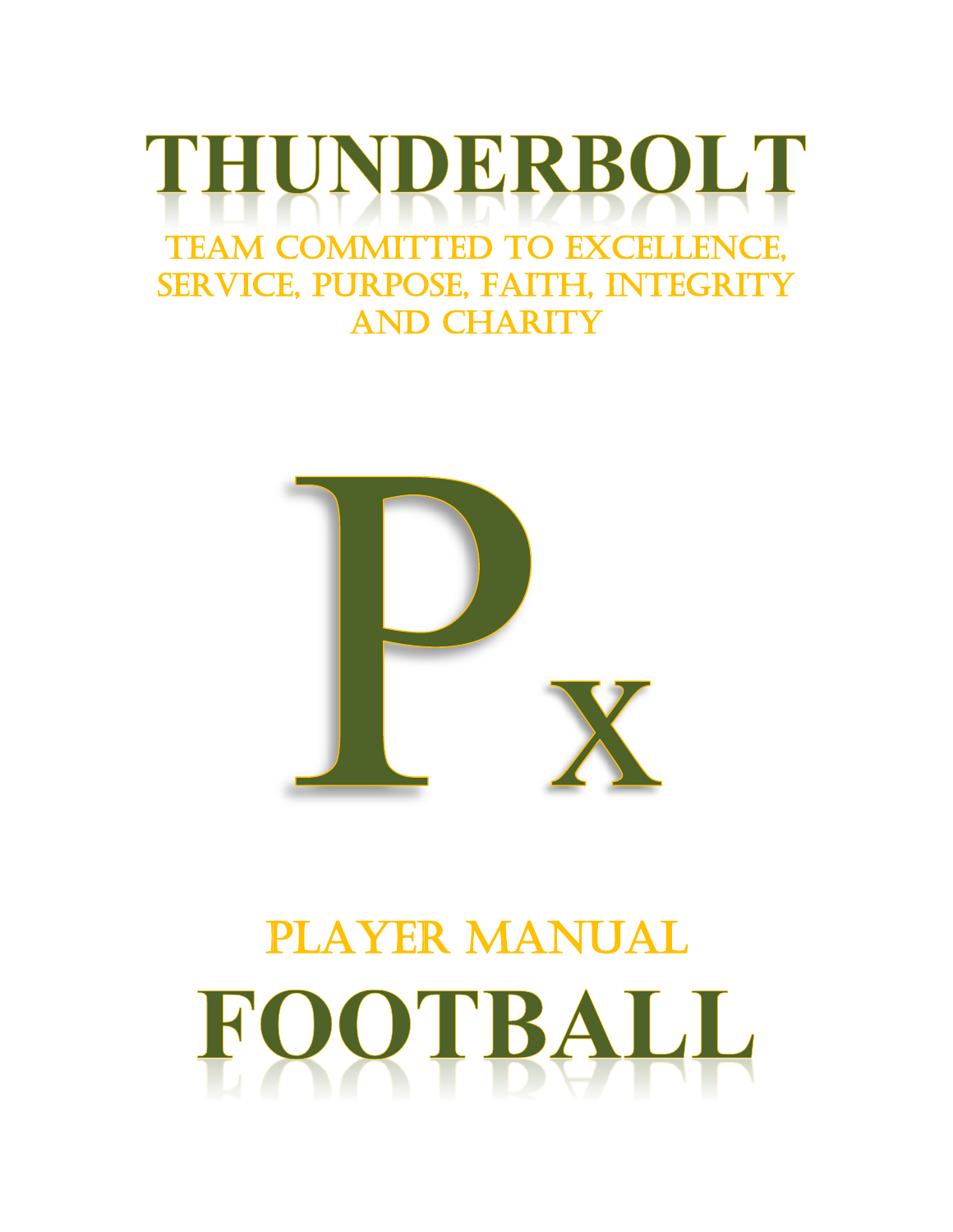# THUNDERBOLT

TEAM COMMITTED TO EXCELLENCE, SERVICE, PURPOSE, FAITH, INTEGRITY AND CHARITY

# Px

PLAYER MANUAL

# FOOTBALL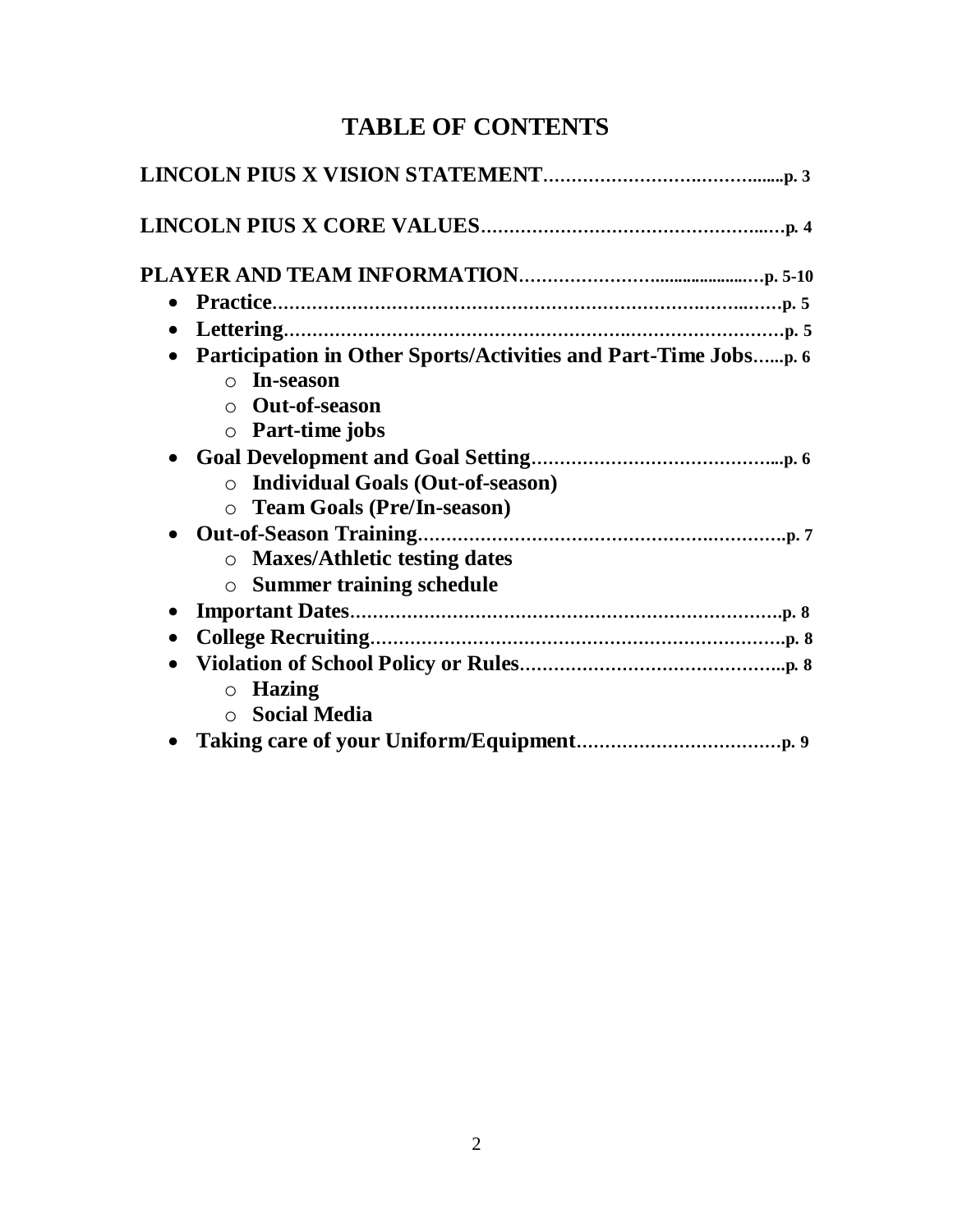# TABLE OF CONTENTS

**LINCOLN PIUS X VISION STATEMENT**.........................................p. 3

**LINCOLN PIUS X CORE VALUES**..................................................p. 4

**PLAYER AND TEAM INFORMATION**.........................................p. 5-10

- **Practice**.........................................................................................p. 5
- **Lettering**.......................................................................................p. 5
- **Participation in Other Sports/Activities and Part-Time Jobs**......p. 6
    - **In-season**
    - **Out-of-season**
    - **Part-time jobs**
- **Goal Development and Goal Setting**.........................................p. 6
    - **Individual Goals (Out-of-season)**
    - **Team Goals (Pre/In-season)**
- **Out-of-Season Training**..............................................................p. 7
    - **Maxes/Athletic testing dates**
    - **Summer training schedule**
- **Important Dates**..........................................................................p. 8
- **College Recruiting**......................................................................p. 8
- **Violation of School Policy or Rules**...........................................p. 8
    - **Hazing**
    - **Social Media**
- **Taking care of your Uniform/Equipment**...................................p. 9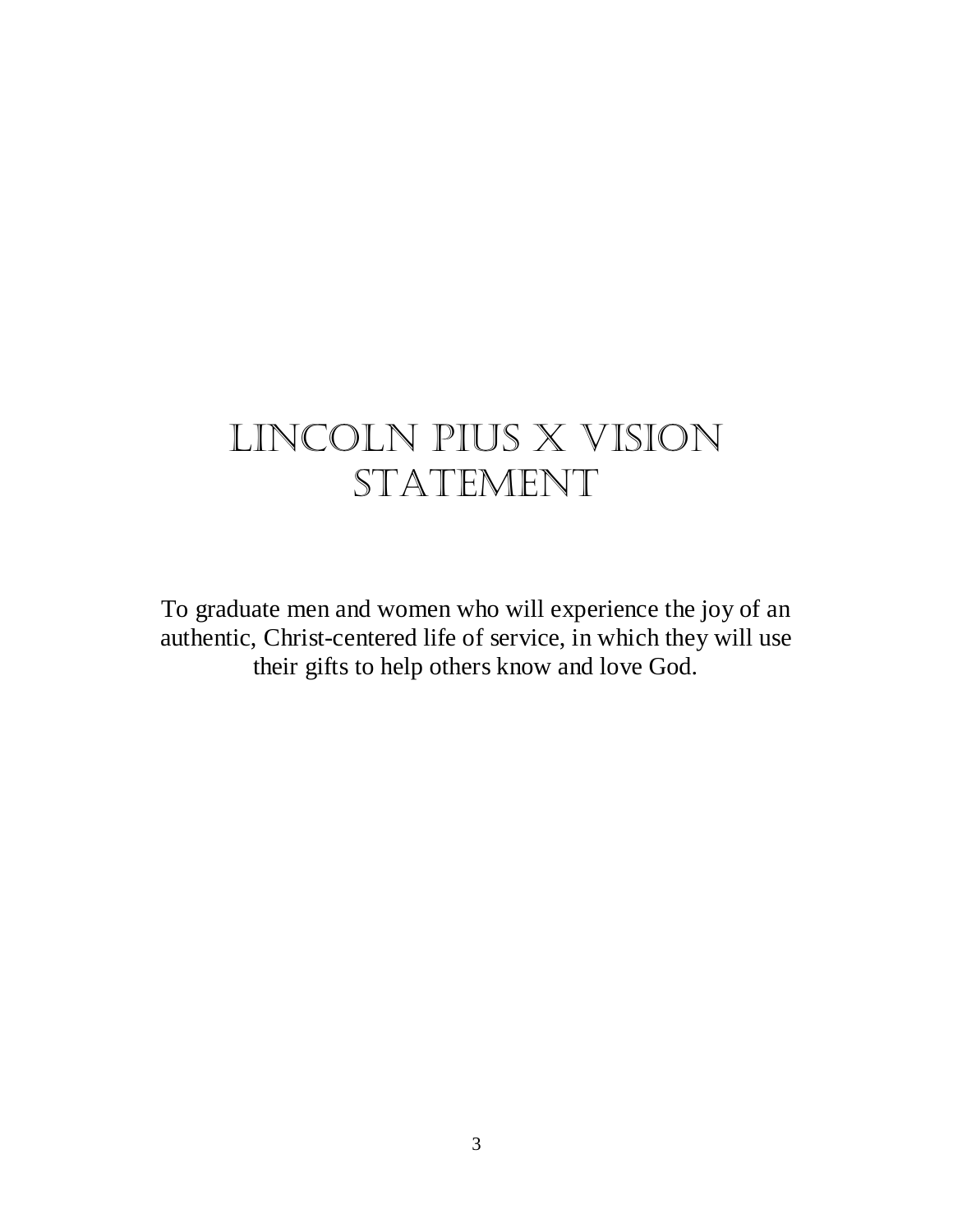# Lincoln Pius X Vision Statement

To graduate men and women who will experience the joy of an authentic, Christ-centered life of service, in which they will use their gifts to help others know and love God.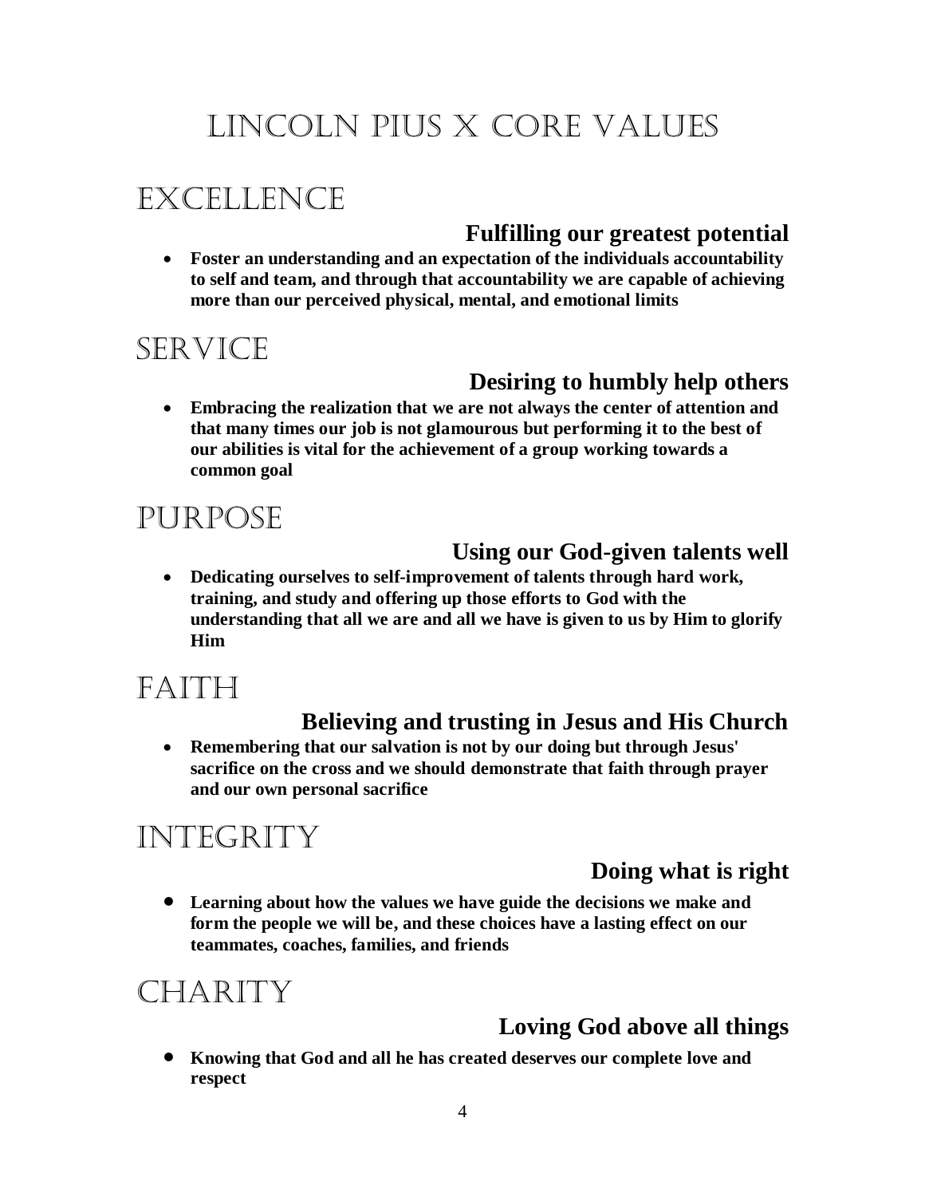# Lincoln Pius X Core Values

## Excellence

**Fulfilling our greatest potential**

- **Foster an understanding and an expectation of the individuals accountability to self and team, and through that accountability we are capable of achieving more than our perceived physical, mental, and emotional limits**

## Service

**Desiring to humbly help others**

- **Embracing the realization that we are not always the center of attention and that many times our job is not glamourous but performing it to the best of our abilities is vital for the achievement of a group working towards a common goal**

## Purpose

**Using our God-given talents well**

- **Dedicating ourselves to self-improvement of talents through hard work, training, and study and offering up those efforts to God with the understanding that all we are and all we have is given to us by Him to glorify Him**

## Faith

**Believing and trusting in Jesus and His Church**

- **Remembering that our salvation is not by our doing but through Jesus' sacrifice on the cross and we should demonstrate that faith through prayer and our own personal sacrifice**

## Integrity

**Doing what is right**

- **Learning about how the values we have guide the decisions we make and form the people we will be, and these choices have a lasting effect on our teammates, coaches, families, and friends**

## Charity

**Loving God above all things**

- **Knowing that God and all he has created deserves our complete love and respect**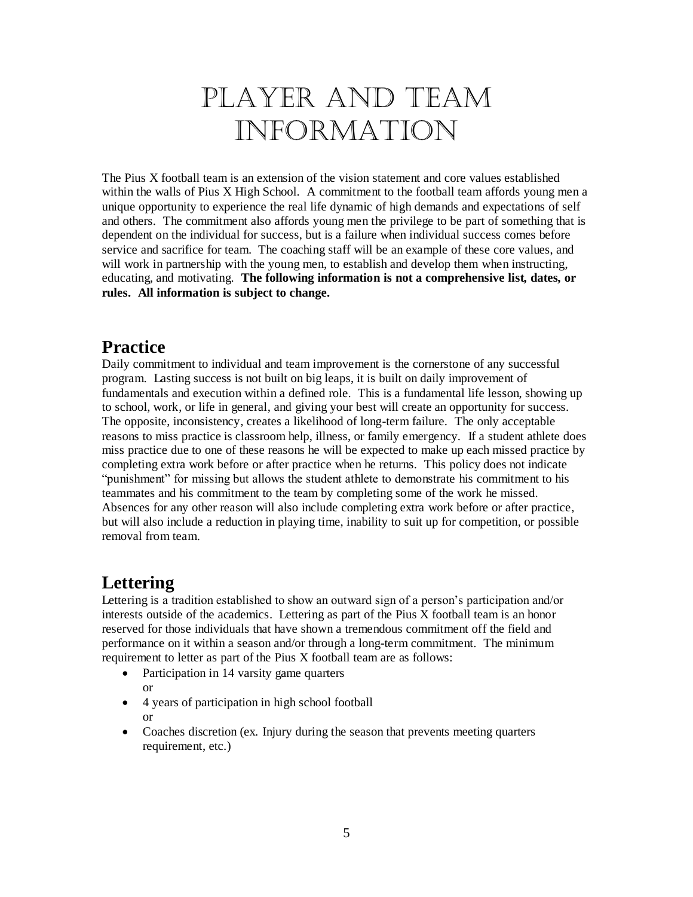# Player and Team Information

The Pius X football team is an extension of the vision statement and core values established within the walls of Pius X High School. A commitment to the football team affords young men a unique opportunity to experience the real life dynamic of high demands and expectations of self and others. The commitment also affords young men the privilege to be part of something that is dependent on the individual for success, but is a failure when individual success comes before service and sacrifice for team. The coaching staff will be an example of these core values, and will work in partnership with the young men, to establish and develop them when instructing, educating, and motivating. **The following information is not a comprehensive list, dates, or rules. All information is subject to change.**

## Practice

Daily commitment to individual and team improvement is the cornerstone of any successful program. Lasting success is not built on big leaps, it is built on daily improvement of fundamentals and execution within a defined role. This is a fundamental life lesson, showing up to school, work, or life in general, and giving your best will create an opportunity for success. The opposite, inconsistency, creates a likelihood of long-term failure. The only acceptable reasons to miss practice is classroom help, illness, or family emergency. If a student athlete does miss practice due to one of these reasons he will be expected to make up each missed practice by completing extra work before or after practice when he returns. This policy does not indicate "punishment" for missing but allows the student athlete to demonstrate his commitment to his teammates and his commitment to the team by completing some of the work he missed. Absences for any other reason will also include completing extra work before or after practice, but will also include a reduction in playing time, inability to suit up for competition, or possible removal from team.

## Lettering

Lettering is a tradition established to show an outward sign of a person's participation and/or interests outside of the academics. Lettering as part of the Pius X football team is an honor reserved for those individuals that have shown a tremendous commitment off the field and performance on it within a season and/or through a long-term commitment. The minimum requirement to letter as part of the Pius X football team are as follows:

- Participation in 14 varsity game quarters
  or
- 4 years of participation in high school football
  or
- Coaches discretion (ex. Injury during the season that prevents meeting quarters requirement, etc.)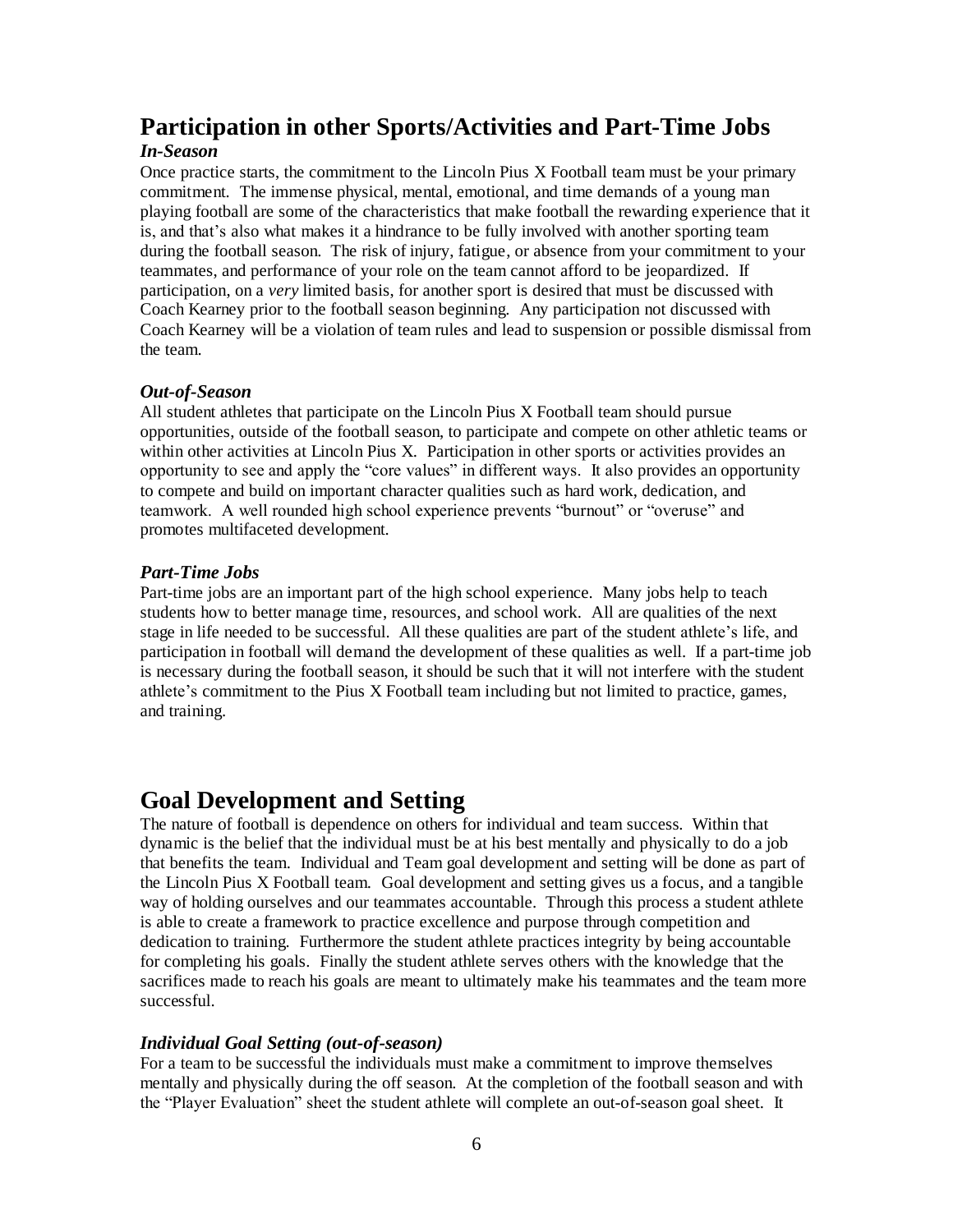## Participation in other Sports/Activities and Part-Time Jobs

### *In-Season*

Once practice starts, the commitment to the Lincoln Pius X Football team must be your primary commitment. The immense physical, mental, emotional, and time demands of a young man playing football are some of the characteristics that make football the rewarding experience that it is, and that's also what makes it a hindrance to be fully involved with another sporting team during the football season. The risk of injury, fatigue, or absence from your commitment to your teammates, and performance of your role on the team cannot afford to be jeopardized. If participation, on a *very* limited basis, for another sport is desired that must be discussed with Coach Kearney prior to the football season beginning. Any participation not discussed with Coach Kearney will be a violation of team rules and lead to suspension or possible dismissal from the team.

### *Out-of-Season*

All student athletes that participate on the Lincoln Pius X Football team should pursue opportunities, outside of the football season, to participate and compete on other athletic teams or within other activities at Lincoln Pius X. Participation in other sports or activities provides an opportunity to see and apply the "core values" in different ways. It also provides an opportunity to compete and build on important character qualities such as hard work, dedication, and teamwork. A well rounded high school experience prevents "burnout" or "overuse" and promotes multifaceted development.

### *Part-Time Jobs*

Part-time jobs are an important part of the high school experience. Many jobs help to teach students how to better manage time, resources, and school work. All are qualities of the next stage in life needed to be successful. All these qualities are part of the student athlete's life, and participation in football will demand the development of these qualities as well. If a part-time job is necessary during the football season, it should be such that it will not interfere with the student athlete's commitment to the Pius X Football team including but not limited to practice, games, and training.

## Goal Development and Setting

The nature of football is dependence on others for individual and team success. Within that dynamic is the belief that the individual must be at his best mentally and physically to do a job that benefits the team. Individual and Team goal development and setting will be done as part of the Lincoln Pius X Football team. Goal development and setting gives us a focus, and a tangible way of holding ourselves and our teammates accountable. Through this process a student athlete is able to create a framework to practice excellence and purpose through competition and dedication to training. Furthermore the student athlete practices integrity by being accountable for completing his goals. Finally the student athlete serves others with the knowledge that the sacrifices made to reach his goals are meant to ultimately make his teammates and the team more successful.

### *Individual Goal Setting (out-of-season)*

For a team to be successful the individuals must make a commitment to improve themselves mentally and physically during the off season. At the completion of the football season and with the "Player Evaluation" sheet the student athlete will complete an out-of-season goal sheet. It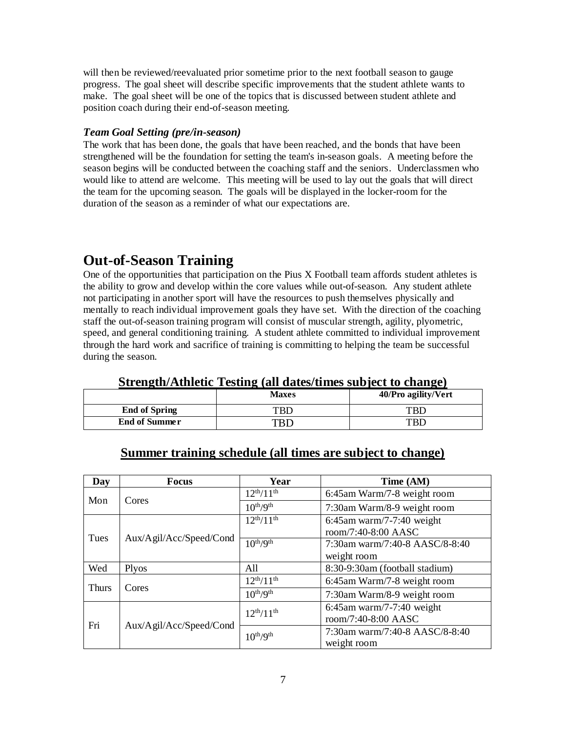will then be reviewed/reevaluated prior sometime prior to the next football season to gauge progress. The goal sheet will describe specific improvements that the student athlete wants to make. The goal sheet will be one of the topics that is discussed between student athlete and position coach during their end-of-season meeting.

### *Team Goal Setting (pre/in-season)*

The work that has been done, the goals that have been reached, and the bonds that have been strengthened will be the foundation for setting the team's in-season goals. A meeting before the season begins will be conducted between the coaching staff and the seniors. Underclassmen who would like to attend are welcome. This meeting will be used to lay out the goals that will direct the team for the upcoming season. The goals will be displayed in the locker-room for the duration of the season as a reminder of what our expectations are.

## Out-of-Season Training

One of the opportunities that participation on the Pius X Football team affords student athletes is the ability to grow and develop within the core values while out-of-season. Any student athlete not participating in another sport will have the resources to push themselves physically and mentally to reach individual improvement goals they have set. With the direction of the coaching staff the out-of-season training program will consist of muscular strength, agility, plyometric, speed, and general conditioning training. A student athlete committed to individual improvement through the hard work and sacrifice of training is committing to helping the team be successful during the season.

### Strength/Athletic Testing (all dates/times subject to change)

| | Maxes | 40/Pro agility/Vert |
|---|---|---|
| **End of Spring** | TBD | TBD |
| **End of Summer** | TBD | TBD |

### Summer training schedule (all times are subject to change)

| Day | Focus | Year | Time (AM) |
|---|---|---|---|
| Mon | Cores | $12^{th}/11^{th}$ | 6:45am Warm/7-8 weight room |
| | | $10^{th}/9^{th}$ | 7:30am Warm/8-9 weight room |
| Tues | Aux/Agil/Acc/Speed/Cond | $12^{th}/11^{th}$ | 6:45am warm/7-7:40 weight room/7:40-8:00 AASC |
| | | $10^{th}/9^{th}$ | 7:30am warm/7:40-8 AASC/8-8:40 weight room |
| Wed | Plyos | All | 8:30-9:30am (football stadium) |
| Thurs | Cores | $12^{th}/11^{th}$ | 6:45am Warm/7-8 weight room |
| | | $10^{th}/9^{th}$ | 7:30am Warm/8-9 weight room |
| Fri | Aux/Agil/Acc/Speed/Cond | $12^{th}/11^{th}$ | 6:45am warm/7-7:40 weight room/7:40-8:00 AASC |
| | | $10^{th}/9^{th}$ | 7:30am warm/7:40-8 AASC/8-8:40 weight room |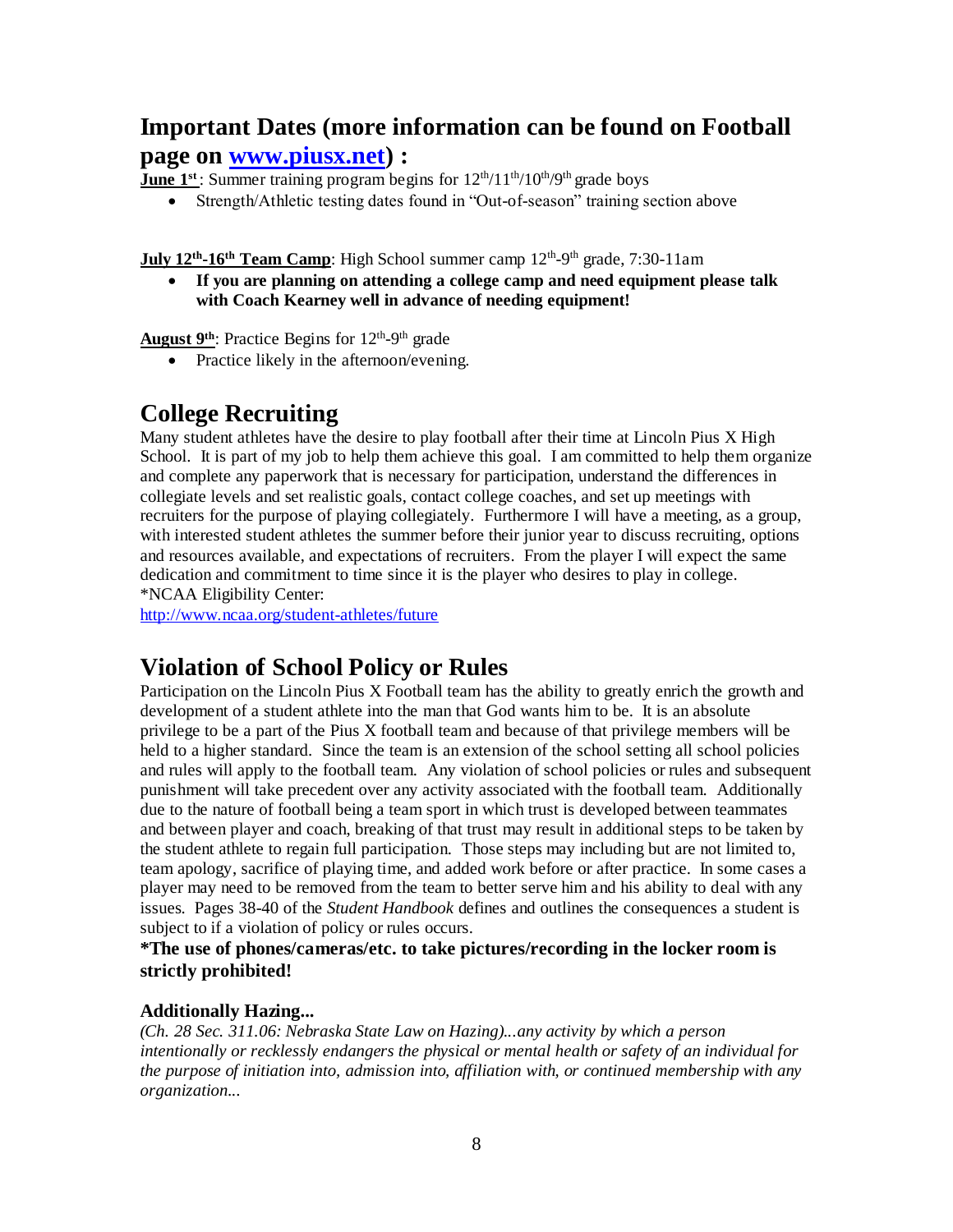## Important Dates (more information can be found on Football page on [www.piusx.net](http://www.piusx.net)) :

**June 1st**: Summer training program begins for 12th/11th/10th/9th grade boys

- Strength/Athletic testing dates found in "Out-of-season" training section above

**July 12th-16th Team Camp**: High School summer camp 12th-9th grade, 7:30-11am

- **If you are planning on attending a college camp and need equipment please talk with Coach Kearney well in advance of needing equipment!**

**August 9th**: Practice Begins for 12th-9th grade

- Practice likely in the afternoon/evening.

# College Recruiting

Many student athletes have the desire to play football after their time at Lincoln Pius X High School. It is part of my job to help them achieve this goal. I am committed to help them organize and complete any paperwork that is necessary for participation, understand the differences in collegiate levels and set realistic goals, contact college coaches, and set up meetings with recruiters for the purpose of playing collegiately. Furthermore I will have a meeting, as a group, with interested student athletes the summer before their junior year to discuss recruiting, options and resources available, and expectations of recruiters. From the player I will expect the same dedication and commitment to time since it is the player who desires to play in college.
*NCAA Eligibility Center:
[http://www.ncaa.org/student-athletes/future](http://www.ncaa.org/student-athletes/future)

# Violation of School Policy or Rules

Participation on the Lincoln Pius X Football team has the ability to greatly enrich the growth and development of a student athlete into the man that God wants him to be. It is an absolute privilege to be a part of the Pius X football team and because of that privilege members will be held to a higher standard. Since the team is an extension of the school setting all school policies and rules will apply to the football team. Any violation of school policies or rules and subsequent punishment will take precedent over any activity associated with the football team. Additionally due to the nature of football being a team sport in which trust is developed between teammates and between player and coach, breaking of that trust may result in additional steps to be taken by the student athlete to regain full participation. Those steps may including but are not limited to, team apology, sacrifice of playing time, and added work before or after practice. In some cases a player may need to be removed from the team to better serve him and his ability to deal with any issues. Pages 38-40 of the *Student Handbook* defines and outlines the consequences a student is subject to if a violation of policy or rules occurs.

**\*The use of phones/cameras/etc. to take pictures/recording in the locker room is strictly prohibited!**

### Additionally Hazing...

*(Ch. 28 Sec. 311.06: Nebraska State Law on Hazing)...any activity by which a person intentionally or recklessly endangers the physical or mental health or safety of an individual for the purpose of initiation into, admission into, affiliation with, or continued membership with any organization...*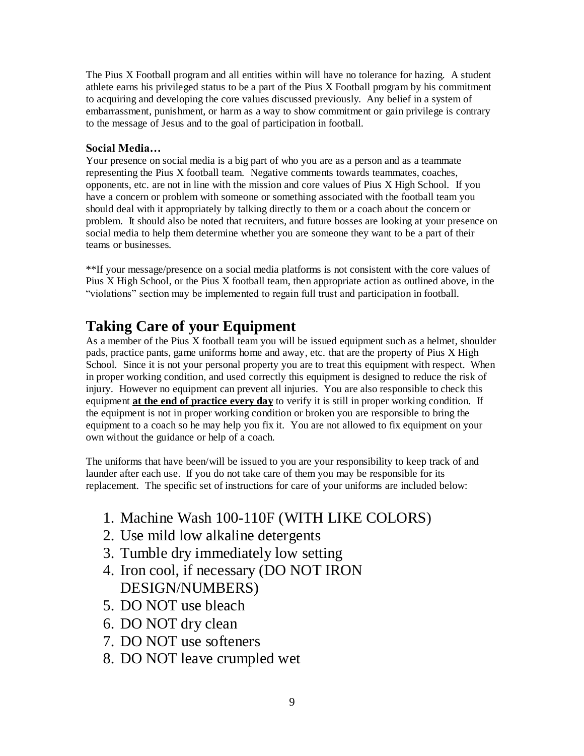The Pius X Football program and all entities within will have no tolerance for hazing. A student athlete earns his privileged status to be a part of the Pius X Football program by his commitment to acquiring and developing the core values discussed previously. Any belief in a system of embarrassment, punishment, or harm as a way to show commitment or gain privilege is contrary to the message of Jesus and to the goal of participation in football.

**Social Media…**

Your presence on social media is a big part of who you are as a person and as a teammate representing the Pius X football team. Negative comments towards teammates, coaches, opponents, etc. are not in line with the mission and core values of Pius X High School. If you have a concern or problem with someone or something associated with the football team you should deal with it appropriately by talking directly to them or a coach about the concern or problem. It should also be noted that recruiters, and future bosses are looking at your presence on social media to help them determine whether you are someone they want to be a part of their teams or businesses.

**If your message/presence on a social media platforms is not consistent with the core values of Pius X High School, or the Pius X football team, then appropriate action as outlined above, in the "violations" section may be implemented to regain full trust and participation in football.

## Taking Care of your Equipment

As a member of the Pius X football team you will be issued equipment such as a helmet, shoulder pads, practice pants, game uniforms home and away, etc. that are the property of Pius X High School. Since it is not your personal property you are to treat this equipment with respect. When in proper working condition, and used correctly this equipment is designed to reduce the risk of injury. However no equipment can prevent all injuries. You are also responsible to check this equipment <u>**at the end of practice every day**</u> to verify it is still in proper working condition. If the equipment is not in proper working condition or broken you are responsible to bring the equipment to a coach so he may help you fix it. You are not allowed to fix equipment on your own without the guidance or help of a coach.

The uniforms that have been/will be issued to you are your responsibility to keep track of and launder after each use. If you do not take care of them you may be responsible for its replacement. The specific set of instructions for care of your uniforms are included below:

1. Machine Wash 100-110F (WITH LIKE COLORS)
2. Use mild low alkaline detergents
3. Tumble dry immediately low setting
4. Iron cool, if necessary (DO NOT IRON DESIGN/NUMBERS)
5. DO NOT use bleach
6. DO NOT dry clean
7. DO NOT use softeners
8. DO NOT leave crumpled wet